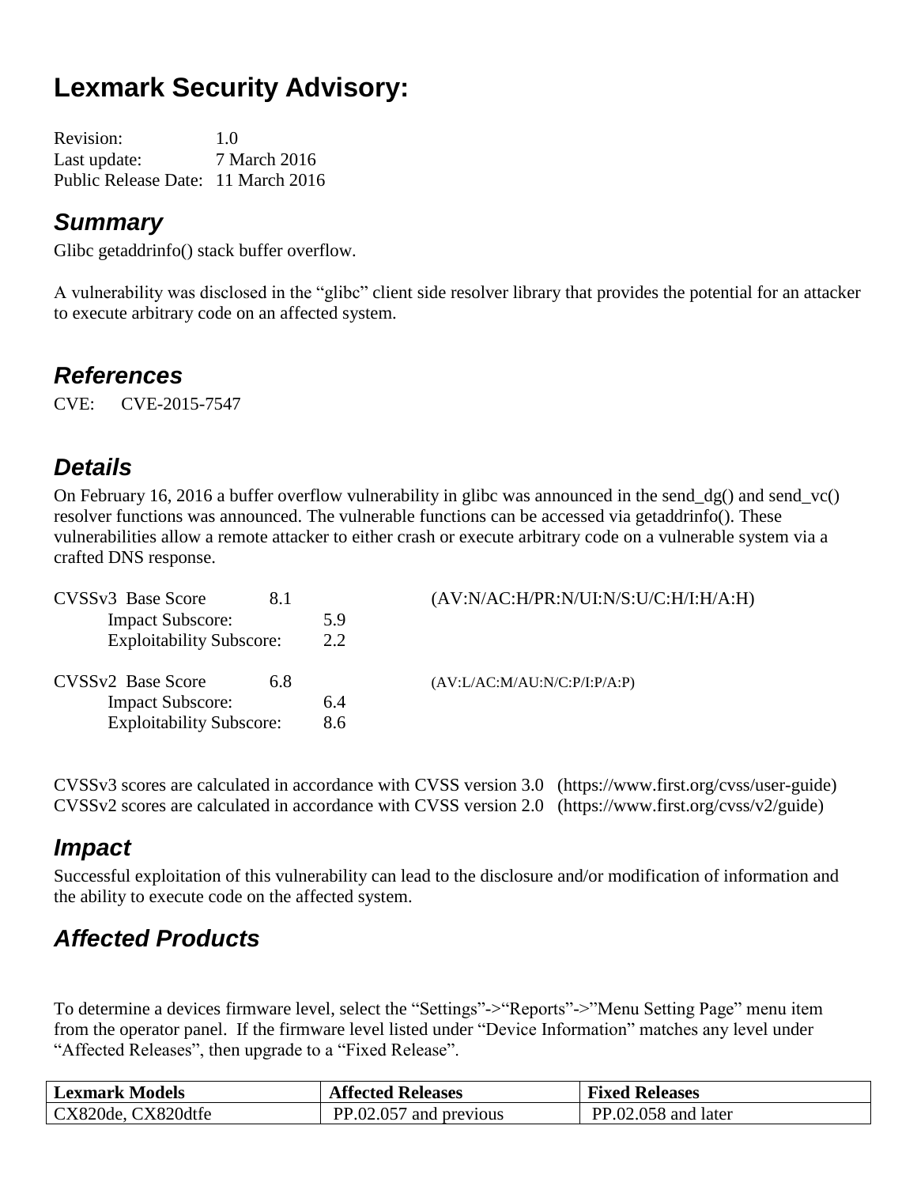# Lexmark Security Advisory:

Revision: 1.0
Last update: 7 March 2016
Public Release Date: 11 March 2016

## *Summary*

Glibc getaddrinfo() stack buffer overflow.

A vulnerability was disclosed in the "glibc" client side resolver library that provides the potential for an attacker to execute arbitrary code on an affected system.

## *References*

CVE: CVE-2015-7547

## *Details*

On February 16, 2016 a buffer overflow vulnerability in glibc was announced in the send_dg() and send_vc() resolver functions was announced. The vulnerable functions can be accessed via getaddrinfo(). These vulnerabilities allow a remote attacker to either crash or execute arbitrary code on a vulnerable system via a crafted DNS response.

CVSSv3 Base Score 8.1 (AV:N/AC:H/PR:N/UI:N/S:U/C:H/I:H/A:H)
Impact Subscore: 5.9
Exploitability Subscore: 2.2

CVSSv2 Base Score 6.8 (AV:L/AC:M/AU:N/C:P/I:P/A:P)
Impact Subscore: 6.4
Exploitability Subscore: 8.6

CVSSv3 scores are calculated in accordance with CVSS version 3.0 (https://www.first.org/cvss/user-guide)
CVSSv2 scores are calculated in accordance with CVSS version 2.0 (https://www.first.org/cvss/v2/guide)

## *Impact*

Successful exploitation of this vulnerability can lead to the disclosure and/or modification of information and the ability to execute code on the affected system.

## *Affected Products*

To determine a devices firmware level, select the "Settings"->"Reports"->"Menu Setting Page" menu item from the operator panel. If the firmware level listed under "Device Information" matches any level under "Affected Releases", then upgrade to a "Fixed Release".

| Lexmark Models | Affected Releases | Fixed Releases |
|---|---|---|
| CX820de, CX820dtfe | PP.02.057 and previous | PP.02.058 and later |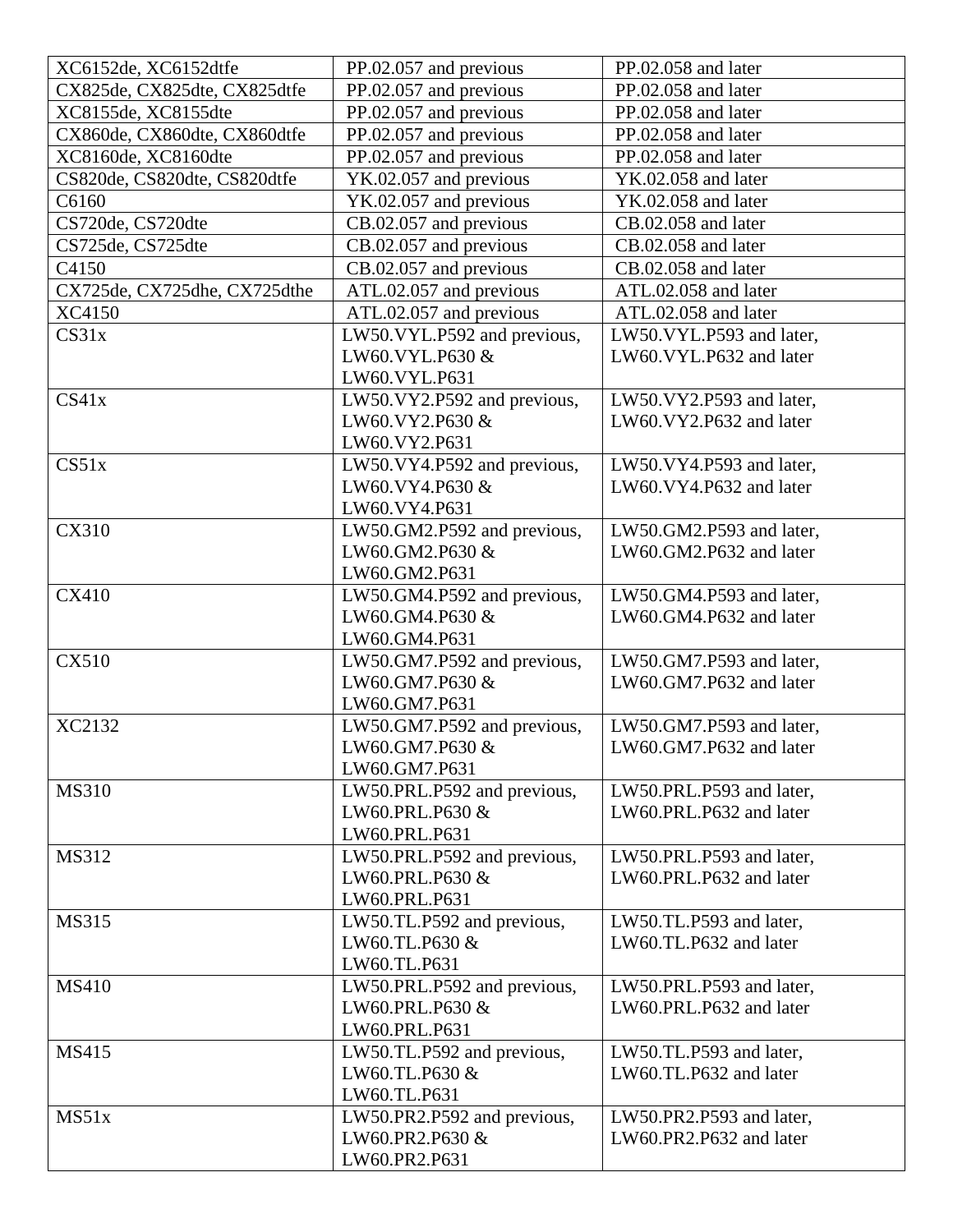| XC6152de, XC6152dtfe | PP.02.057 and previous | PP.02.058 and later |
|---|---|---|
| CX825de, CX825dte, CX825dtfe | PP.02.057 and previous | PP.02.058 and later |
| XC8155de, XC8155dte | PP.02.057 and previous | PP.02.058 and later |
| CX860de, CX860dte, CX860dtfe | PP.02.057 and previous | PP.02.058 and later |
| XC8160de, XC8160dte | PP.02.057 and previous | PP.02.058 and later |
| CS820de, CS820dte, CS820dtfe | YK.02.057 and previous | YK.02.058 and later |
| C6160 | YK.02.057 and previous | YK.02.058 and later |
| CS720de, CS720dte | CB.02.057 and previous | CB.02.058 and later |
| CS725de, CS725dte | CB.02.057 and previous | CB.02.058 and later |
| C4150 | CB.02.057 and previous | CB.02.058 and later |
| CX725de, CX725dhe, CX725dthe | ATL.02.057 and previous | ATL.02.058 and later |
| XC4150 | ATL.02.057 and previous | ATL.02.058 and later |
| CS31x | LW50.VYL.P592 and previous, LW60.VYL.P630 & LW60.VYL.P631 | LW50.VYL.P593 and later, LW60.VYL.P632 and later |
| CS41x | LW50.VY2.P592 and previous, LW60.VY2.P630 & LW60.VY2.P631 | LW50.VY2.P593 and later, LW60.VY2.P632 and later |
| CS51x | LW50.VY4.P592 and previous, LW60.VY4.P630 & LW60.VY4.P631 | LW50.VY4.P593 and later, LW60.VY4.P632 and later |
| CX310 | LW50.GM2.P592 and previous, LW60.GM2.P630 & LW60.GM2.P631 | LW50.GM2.P593 and later, LW60.GM2.P632 and later |
| CX410 | LW50.GM4.P592 and previous, LW60.GM4.P630 & LW60.GM4.P631 | LW50.GM4.P593 and later, LW60.GM4.P632 and later |
| CX510 | LW50.GM7.P592 and previous, LW60.GM7.P630 & LW60.GM7.P631 | LW50.GM7.P593 and later, LW60.GM7.P632 and later |
| XC2132 | LW50.GM7.P592 and previous, LW60.GM7.P630 & LW60.GM7.P631 | LW50.GM7.P593 and later, LW60.GM7.P632 and later |
| MS310 | LW50.PRL.P592 and previous, LW60.PRL.P630 & LW60.PRL.P631 | LW50.PRL.P593 and later, LW60.PRL.P632 and later |
| MS312 | LW50.PRL.P592 and previous, LW60.PRL.P630 & LW60.PRL.P631 | LW50.PRL.P593 and later, LW60.PRL.P632 and later |
| MS315 | LW50.TL.P592 and previous, LW60.TL.P630 & LW60.TL.P631 | LW50.TL.P593 and later, LW60.TL.P632 and later |
| MS410 | LW50.PRL.P592 and previous, LW60.PRL.P630 & LW60.PRL.P631 | LW50.PRL.P593 and later, LW60.PRL.P632 and later |
| MS415 | LW50.TL.P592 and previous, LW60.TL.P630 & LW60.TL.P631 | LW50.TL.P593 and later, LW60.TL.P632 and later |
| MS51x | LW50.PR2.P592 and previous, LW60.PR2.P630 & LW60.PR2.P631 | LW50.PR2.P593 and later, LW60.PR2.P632 and later |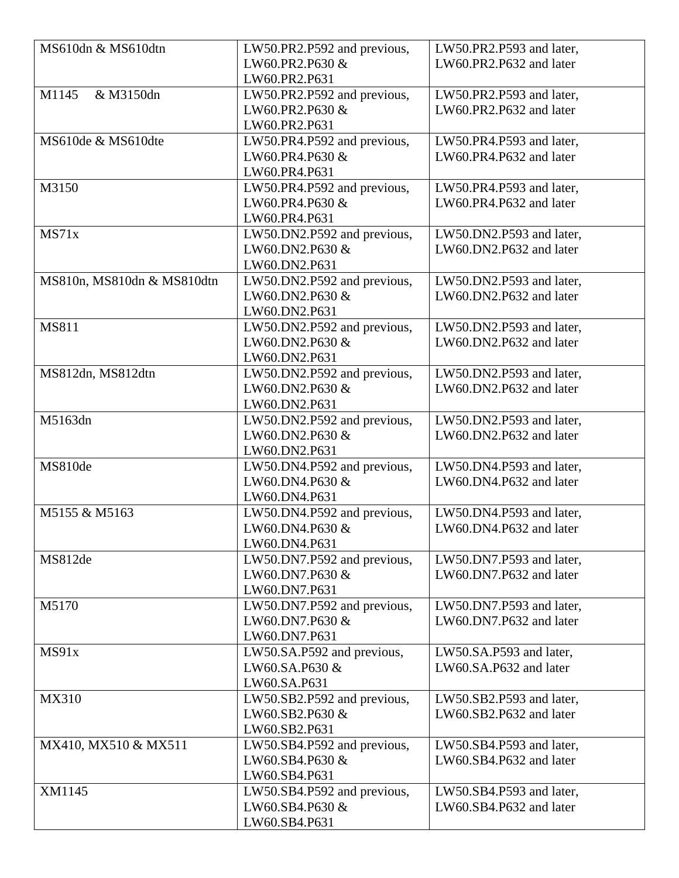| MS610dn & MS610dtn | LW50.PR2.P592 and previous, LW60.PR2.P630 & LW60.PR2.P631 | LW50.PR2.P593 and later, LW60.PR2.P632 and later |
|---|---|---|
| M1145 & M3150dn | LW50.PR2.P592 and previous, LW60.PR2.P630 & LW60.PR2.P631 | LW50.PR2.P593 and later, LW60.PR2.P632 and later |
| MS610de & MS610dte | LW50.PR4.P592 and previous, LW60.PR4.P630 & LW60.PR4.P631 | LW50.PR4.P593 and later, LW60.PR4.P632 and later |
| M3150 | LW50.PR4.P592 and previous, LW60.PR4.P630 & LW60.PR4.P631 | LW50.PR4.P593 and later, LW60.PR4.P632 and later |
| MS71x | LW50.DN2.P592 and previous, LW60.DN2.P630 & LW60.DN2.P631 | LW50.DN2.P593 and later, LW60.DN2.P632 and later |
| MS810n, MS810dn & MS810dtn | LW50.DN2.P592 and previous, LW60.DN2.P630 & LW60.DN2.P631 | LW50.DN2.P593 and later, LW60.DN2.P632 and later |
| MS811 | LW50.DN2.P592 and previous, LW60.DN2.P630 & LW60.DN2.P631 | LW50.DN2.P593 and later, LW60.DN2.P632 and later |
| MS812dn, MS812dtn | LW50.DN2.P592 and previous, LW60.DN2.P630 & LW60.DN2.P631 | LW50.DN2.P593 and later, LW60.DN2.P632 and later |
| M5163dn | LW50.DN2.P592 and previous, LW60.DN2.P630 & LW60.DN2.P631 | LW50.DN2.P593 and later, LW60.DN2.P632 and later |
| MS810de | LW50.DN4.P592 and previous, LW60.DN4.P630 & LW60.DN4.P631 | LW50.DN4.P593 and later, LW60.DN4.P632 and later |
| M5155 & M5163 | LW50.DN4.P592 and previous, LW60.DN4.P630 & LW60.DN4.P631 | LW50.DN4.P593 and later, LW60.DN4.P632 and later |
| MS812de | LW50.DN7.P592 and previous, LW60.DN7.P630 & LW60.DN7.P631 | LW50.DN7.P593 and later, LW60.DN7.P632 and later |
| M5170 | LW50.DN7.P592 and previous, LW60.DN7.P630 & LW60.DN7.P631 | LW50.DN7.P593 and later, LW60.DN7.P632 and later |
| MS91x | LW50.SA.P592 and previous, LW60.SA.P630 & LW60.SA.P631 | LW50.SA.P593 and later, LW60.SA.P632 and later |
| MX310 | LW50.SB2.P592 and previous, LW60.SB2.P630 & LW60.SB2.P631 | LW50.SB2.P593 and later, LW60.SB2.P632 and later |
| MX410, MX510 & MX511 | LW50.SB4.P592 and previous, LW60.SB4.P630 & LW60.SB4.P631 | LW50.SB4.P593 and later, LW60.SB4.P632 and later |
| XM1145 | LW50.SB4.P592 and previous, LW60.SB4.P630 & LW60.SB4.P631 | LW50.SB4.P593 and later, LW60.SB4.P632 and later |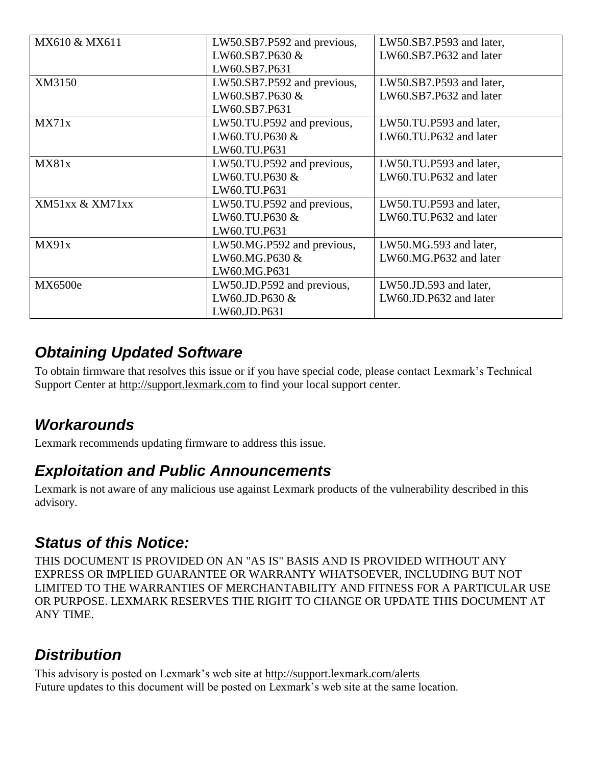| MX610 & MX611 | LW50.SB7.P592 and previous, LW60.SB7.P630 & LW60.SB7.P631 | LW50.SB7.P593 and later, LW60.SB7.P632 and later |
|---|---|---|
| XM3150 | LW50.SB7.P592 and previous, LW60.SB7.P630 & LW60.SB7.P631 | LW50.SB7.P593 and later, LW60.SB7.P632 and later |
| MX71x | LW50.TU.P592 and previous, LW60.TU.P630 & LW60.TU.P631 | LW50.TU.P593 and later, LW60.TU.P632 and later |
| MX81x | LW50.TU.P592 and previous, LW60.TU.P630 & LW60.TU.P631 | LW50.TU.P593 and later, LW60.TU.P632 and later |
| XM51xx & XM71xx | LW50.TU.P592 and previous, LW60.TU.P630 & LW60.TU.P631 | LW50.TU.P593 and later, LW60.TU.P632 and later |
| MX91x | LW50.MG.P592 and previous, LW60.MG.P630 & LW60.MG.P631 | LW50.MG.593 and later, LW60.MG.P632 and later |
| MX6500e | LW50.JD.P592 and previous, LW60.JD.P630 & LW60.JD.P631 | LW50.JD.593 and later, LW60.JD.P632 and later |

## *Obtaining Updated Software*

To obtain firmware that resolves this issue or if you have special code, please contact Lexmark's Technical Support Center at http://support.lexmark.com to find your local support center.

## *Workarounds*

Lexmark recommends updating firmware to address this issue.

## *Exploitation and Public Announcements*

Lexmark is not aware of any malicious use against Lexmark products of the vulnerability described in this advisory.

## *Status of this Notice:*

THIS DOCUMENT IS PROVIDED ON AN "AS IS" BASIS AND IS PROVIDED WITHOUT ANY EXPRESS OR IMPLIED GUARANTEE OR WARRANTY WHATSOEVER, INCLUDING BUT NOT LIMITED TO THE WARRANTIES OF MERCHANTABILITY AND FITNESS FOR A PARTICULAR USE OR PURPOSE. LEXMARK RESERVES THE RIGHT TO CHANGE OR UPDATE THIS DOCUMENT AT ANY TIME.

## *Distribution*

This advisory is posted on Lexmark's web site at http://support.lexmark.com/alerts
Future updates to this document will be posted on Lexmark's web site at the same location.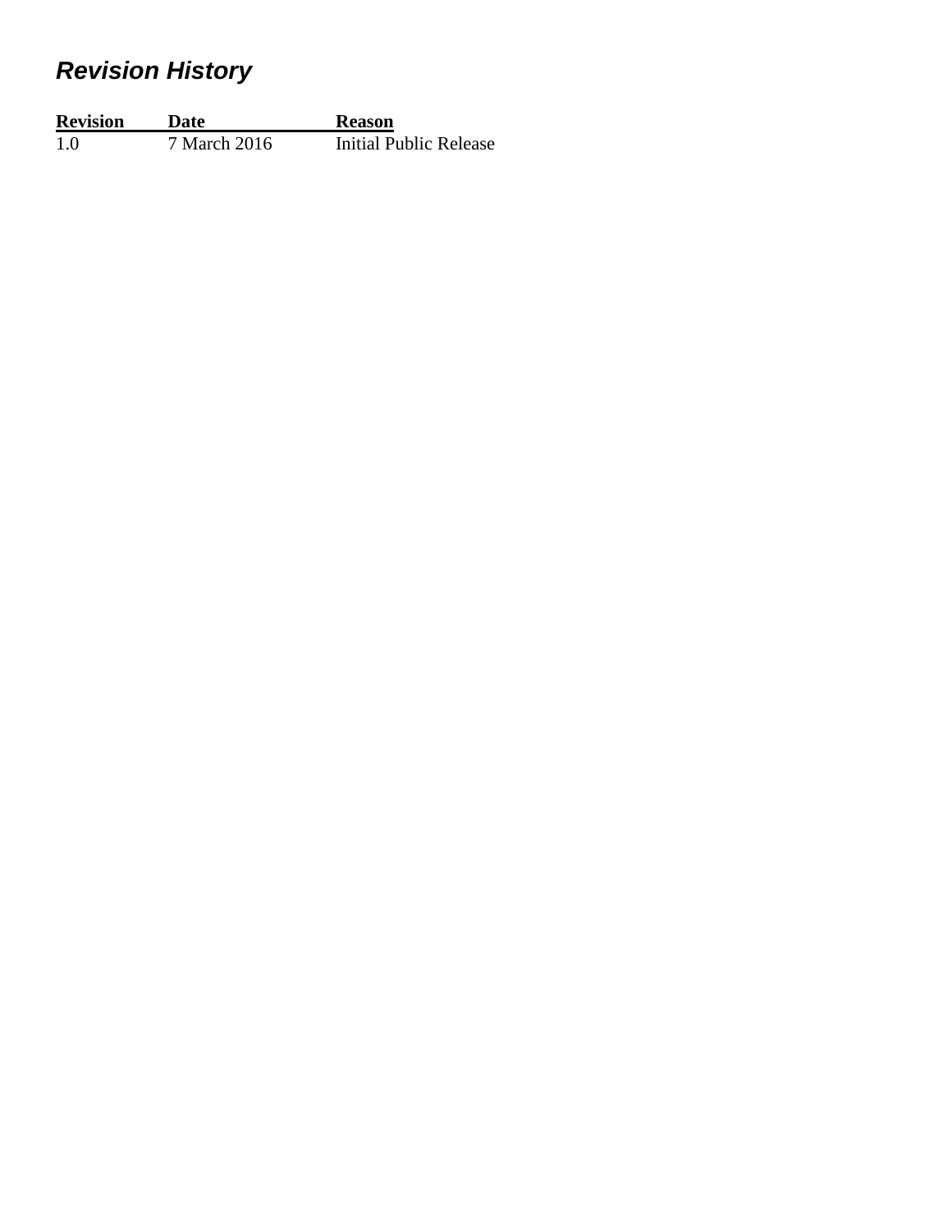## ***Revision History***

| Revision | Date | Reason |
|---|---|---|
| 1.0 | 7 March 2016 | Initial Public Release |